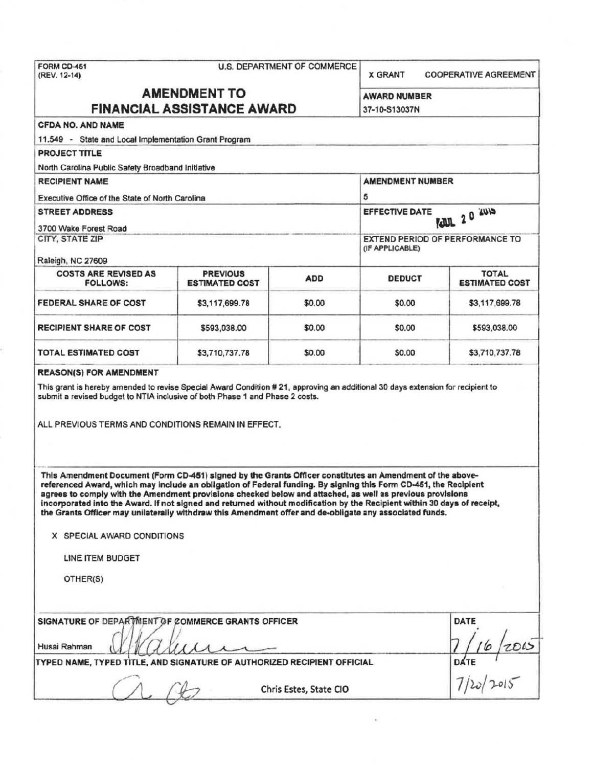FORM CD-451
(REV. 12-14)

U.S. DEPARTMENT OF COMMERCE

X GRANT    COOPERATIVE AGREEMENT

# AMENDMENT TO FINANCIAL ASSISTANCE AWARD

**AWARD NUMBER**
37-10-S13037N

**CFDA NO. AND NAME**
11.549 - State and Local Implementation Grant Program

**PROJECT TITLE**
North Carolina Public Safety Broadband Initiative

**RECIPIENT NAME**
Executive Office of the State of North Carolina

**AMENDMENT NUMBER**
5

**STREET ADDRESS**
3700 Wake Forest Road

**EFFECTIVE DATE**
JUL 20 2015

**CITY, STATE ZIP**
Raleigh, NC 27609

**EXTEND PERIOD OF PERFORMANCE TO (IF APPLICABLE)**

| COSTS ARE REVISED AS FOLLOWS: | PREVIOUS ESTIMATED COST | ADD | DEDUCT | TOTAL ESTIMATED COST |
|---|---|---|---|---|
| FEDERAL SHARE OF COST | $3,117,699.78 | $0.00 | $0.00 | $3,117,699.78 |
| RECIPIENT SHARE OF COST | $593,038.00 | $0.00 | $0.00 | $593,038.00 |
| TOTAL ESTIMATED COST | $3,710,737.78 | $0.00 | $0.00 | $3,710,737.78 |

**REASON(S) FOR AMENDMENT**

This grant is hereby amended to revise Special Award Condition # 21, approving an additional 30 days extension for recipient to submit a revised budget to NTIA inclusive of both Phase 1 and Phase 2 costs.

ALL PREVIOUS TERMS AND CONDITIONS REMAIN IN EFFECT.

**This Amendment Document (Form CD-451) signed by the Grants Officer constitutes an Amendment of the above-referenced Award, which may include an obligation of Federal funding. By signing this Form CD-451, the Recipient agrees to comply with the Amendment provisions checked below and attached, as well as previous provisions incorporated into the Award. If not signed and returned without modification by the Recipient within 30 days of receipt, the Grants Officer may unilaterally withdraw this Amendment offer and de-obligate any associated funds.**

X SPECIAL AWARD CONDITIONS

LINE ITEM BUDGET

OTHER(S)

**SIGNATURE OF DEPARTMENT OF COMMERCE GRANTS OFFICER**

Husai Rahman

**DATE**
7/16/2015

**TYPED NAME, TYPED TITLE, AND SIGNATURE OF AUTHORIZED RECIPIENT OFFICIAL**

Chris Estes, State CIO

**DATE**
7/20/2015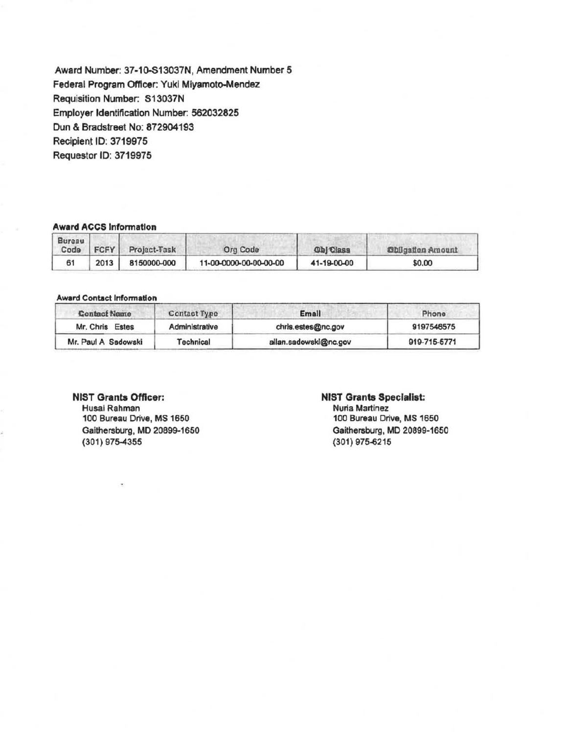Award Number: 37-10-S13037N, Amendment Number 5
Federal Program Officer: Yuki Miyamoto-Mendez
Requisition Number: S13037N
Employer Identification Number: 562032825
Dun & Bradstreet No: 872904193
Recipient ID: 3719975
Requestor ID: 3719975

**Award ACCS Information**

| Bureau Code | FCFY | Project-Task | Org Code | Obj Class | Obligation Amount |
|---|---|---|---|---|---|
| 61 | 2013 | 8150000-000 | 11-00-0000-00-00-00-00 | 41-19-00-00 | $0.00 |

**Award Contact Information**

| Contact Name | Contact Type | Email | Phone |
|---|---|---|---|
| Mr. Chris Estes | Administrative | chris.estes@nc.gov | 9197546575 |
| Mr. Paul A Sadowski | Technical | allan.sadowski@nc.gov | 919-715-5771 |

**NIST Grants Officer:**
Husai Rahman
100 Bureau Drive, MS 1650
Gaithersburg, MD 20899-1650
(301) 975-4355

**NIST Grants Specialist:**
Nuria Martinez
100 Bureau Drive, MS 1650
Gaithersburg, MD 20899-1650
(301) 975-6215